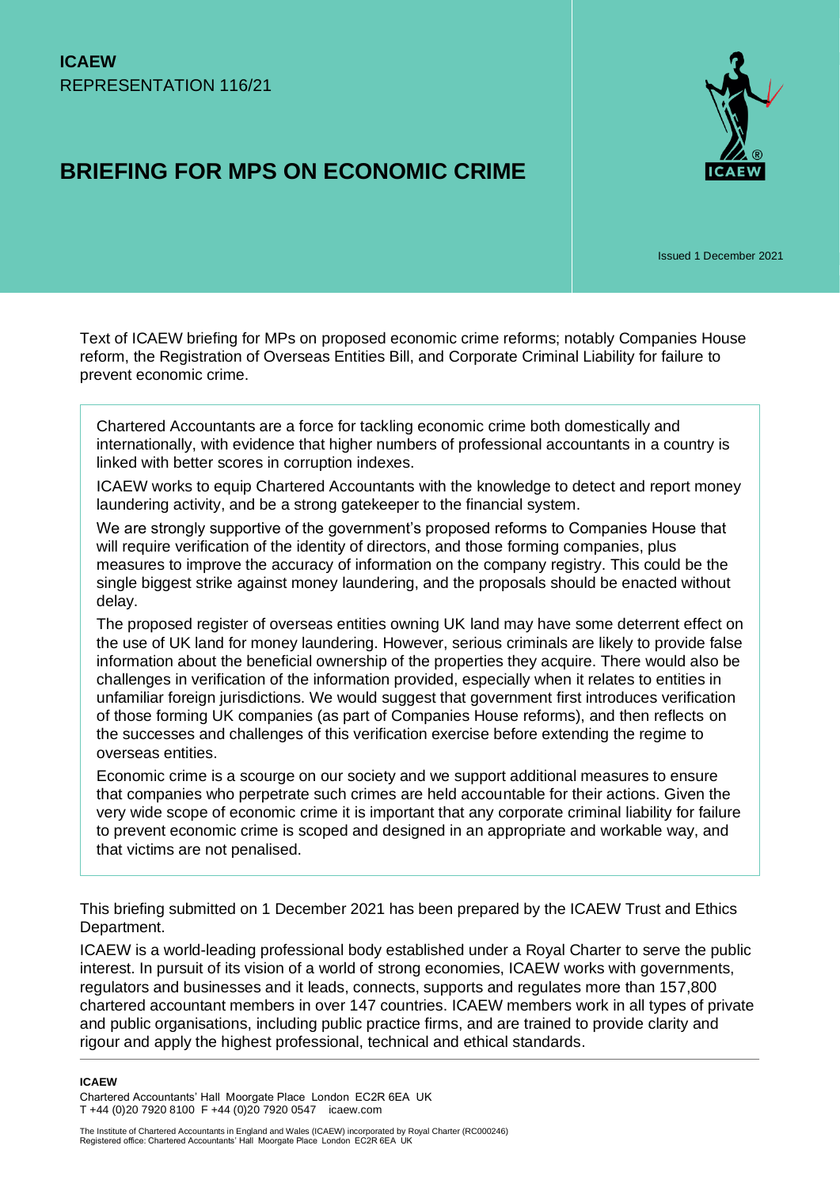**ICAEW**
REPRESENTATION 116/21

# BRIEFING FOR MPS ON ECONOMIC CRIME

Issued 1 December 2021

Text of ICAEW briefing for MPs on proposed economic crime reforms; notably Companies House reform, the Registration of Overseas Entities Bill, and Corporate Criminal Liability for failure to prevent economic crime.

> Chartered Accountants are a force for tackling economic crime both domestically and internationally, with evidence that higher numbers of professional accountants in a country is linked with better scores in corruption indexes.
>
> ICAEW works to equip Chartered Accountants with the knowledge to detect and report money laundering activity, and be a strong gatekeeper to the financial system.
>
> We are strongly supportive of the government's proposed reforms to Companies House that will require verification of the identity of directors, and those forming companies, plus measures to improve the accuracy of information on the company registry. This could be the single biggest strike against money laundering, and the proposals should be enacted without delay.
>
> The proposed register of overseas entities owning UK land may have some deterrent effect on the use of UK land for money laundering. However, serious criminals are likely to provide false information about the beneficial ownership of the properties they acquire. There would also be challenges in verification of the information provided, especially when it relates to entities in unfamiliar foreign jurisdictions. We would suggest that government first introduces verification of those forming UK companies (as part of Companies House reforms), and then reflects on the successes and challenges of this verification exercise before extending the regime to overseas entities.
>
> Economic crime is a scourge on our society and we support additional measures to ensure that companies who perpetrate such crimes are held accountable for their actions. Given the very wide scope of economic crime it is important that any corporate criminal liability for failure to prevent economic crime is scoped and designed in an appropriate and workable way, and that victims are not penalised.

This briefing submitted on 1 December 2021 has been prepared by the ICAEW Trust and Ethics Department.

ICAEW is a world-leading professional body established under a Royal Charter to serve the public interest. In pursuit of its vision of a world of strong economies, ICAEW works with governments, regulators and businesses and it leads, connects, supports and regulates more than 157,800 chartered accountant members in over 147 countries. ICAEW members work in all types of private and public organisations, including public practice firms, and are trained to provide clarity and rigour and apply the highest professional, technical and ethical standards.

**ICAEW**
Chartered Accountants' Hall Moorgate Place London EC2R 6EA UK
T +44 (0)20 7920 8100 F +44 (0)20 7920 0547 icaew.com

The Institute of Chartered Accountants in England and Wales (ICAEW) incorporated by Royal Charter (RC000246)
Registered office: Chartered Accountants' Hall Moorgate Place London EC2R 6EA UK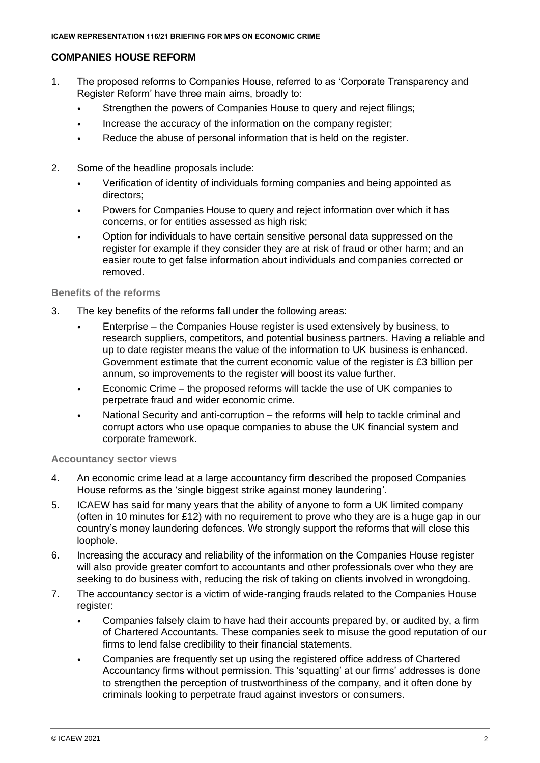## COMPANIES HOUSE REFORM

1. The proposed reforms to Companies House, referred to as 'Corporate Transparency and Register Reform' have three main aims, broadly to:
   - Strengthen the powers of Companies House to query and reject filings;
   - Increase the accuracy of the information on the company register;
   - Reduce the abuse of personal information that is held on the register.

2. Some of the headline proposals include:
   - Verification of identity of individuals forming companies and being appointed as directors;
   - Powers for Companies House to query and reject information over which it has concerns, or for entities assessed as high risk;
   - Option for individuals to have certain sensitive personal data suppressed on the register for example if they consider they are at risk of fraud or other harm; and an easier route to get false information about individuals and companies corrected or removed.

### Benefits of the reforms

3. The key benefits of the reforms fall under the following areas:
   - Enterprise – the Companies House register is used extensively by business, to research suppliers, competitors, and potential business partners. Having a reliable and up to date register means the value of the information to UK business is enhanced. Government estimate that the current economic value of the register is £3 billion per annum, so improvements to the register will boost its value further.
   - Economic Crime – the proposed reforms will tackle the use of UK companies to perpetrate fraud and wider economic crime.
   - National Security and anti-corruption – the reforms will help to tackle criminal and corrupt actors who use opaque companies to abuse the UK financial system and corporate framework.

### Accountancy sector views

4. An economic crime lead at a large accountancy firm described the proposed Companies House reforms as the 'single biggest strike against money laundering'.

5. ICAEW has said for many years that the ability of anyone to form a UK limited company (often in 10 minutes for £12) with no requirement to prove who they are is a huge gap in our country's money laundering defences. We strongly support the reforms that will close this loophole.

6. Increasing the accuracy and reliability of the information on the Companies House register will also provide greater comfort to accountants and other professionals over who they are seeking to do business with, reducing the risk of taking on clients involved in wrongdoing.

7. The accountancy sector is a victim of wide-ranging frauds related to the Companies House register:
   - Companies falsely claim to have had their accounts prepared by, or audited by, a firm of Chartered Accountants. These companies seek to misuse the good reputation of our firms to lend false credibility to their financial statements.
   - Companies are frequently set up using the registered office address of Chartered Accountancy firms without permission. This 'squatting' at our firms' addresses is done to strengthen the perception of trustworthiness of the company, and it often done by criminals looking to perpetrate fraud against investors or consumers.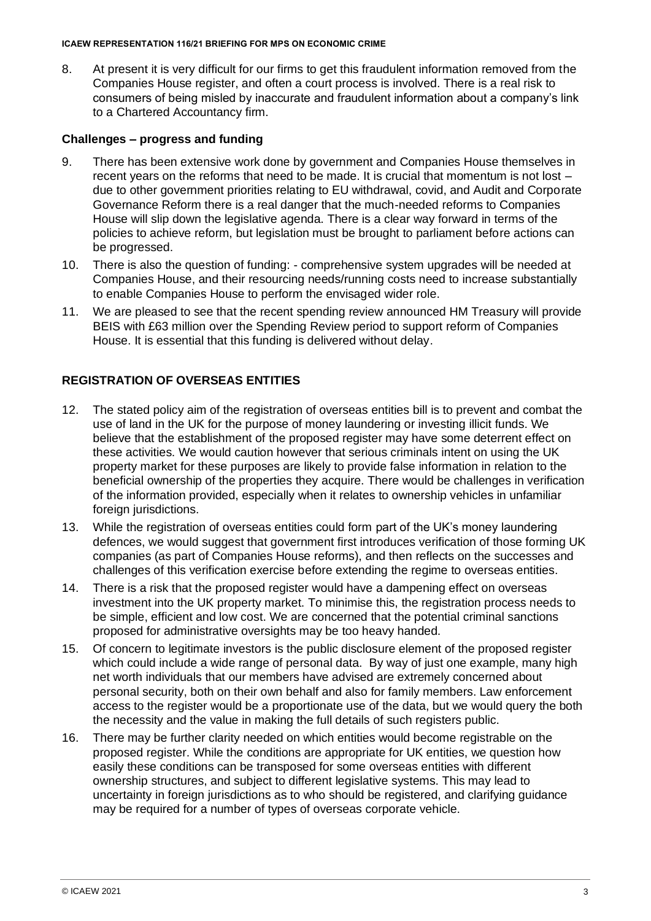8. At present it is very difficult for our firms to get this fraudulent information removed from the Companies House register, and often a court process is involved. There is a real risk to consumers of being misled by inaccurate and fraudulent information about a company's link to a Chartered Accountancy firm.

### Challenges – progress and funding

9. There has been extensive work done by government and Companies House themselves in recent years on the reforms that need to be made. It is crucial that momentum is not lost – due to other government priorities relating to EU withdrawal, covid, and Audit and Corporate Governance Reform there is a real danger that the much-needed reforms to Companies House will slip down the legislative agenda. There is a clear way forward in terms of the policies to achieve reform, but legislation must be brought to parliament before actions can be progressed.
10. There is also the question of funding: - comprehensive system upgrades will be needed at Companies House, and their resourcing needs/running costs need to increase substantially to enable Companies House to perform the envisaged wider role.
11. We are pleased to see that the recent spending review announced HM Treasury will provide BEIS with £63 million over the Spending Review period to support reform of Companies House. It is essential that this funding is delivered without delay.

## REGISTRATION OF OVERSEAS ENTITIES

12. The stated policy aim of the registration of overseas entities bill is to prevent and combat the use of land in the UK for the purpose of money laundering or investing illicit funds. We believe that the establishment of the proposed register may have some deterrent effect on these activities. We would caution however that serious criminals intent on using the UK property market for these purposes are likely to provide false information in relation to the beneficial ownership of the properties they acquire. There would be challenges in verification of the information provided, especially when it relates to ownership vehicles in unfamiliar foreign jurisdictions.
13. While the registration of overseas entities could form part of the UK's money laundering defences, we would suggest that government first introduces verification of those forming UK companies (as part of Companies House reforms), and then reflects on the successes and challenges of this verification exercise before extending the regime to overseas entities.
14. There is a risk that the proposed register would have a dampening effect on overseas investment into the UK property market. To minimise this, the registration process needs to be simple, efficient and low cost. We are concerned that the potential criminal sanctions proposed for administrative oversights may be too heavy handed.
15. Of concern to legitimate investors is the public disclosure element of the proposed register which could include a wide range of personal data. By way of just one example, many high net worth individuals that our members have advised are extremely concerned about personal security, both on their own behalf and also for family members. Law enforcement access to the register would be a proportionate use of the data, but we would query the both the necessity and the value in making the full details of such registers public.
16. There may be further clarity needed on which entities would become registrable on the proposed register. While the conditions are appropriate for UK entities, we question how easily these conditions can be transposed for some overseas entities with different ownership structures, and subject to different legislative systems. This may lead to uncertainty in foreign jurisdictions as to who should be registered, and clarifying guidance may be required for a number of types of overseas corporate vehicle.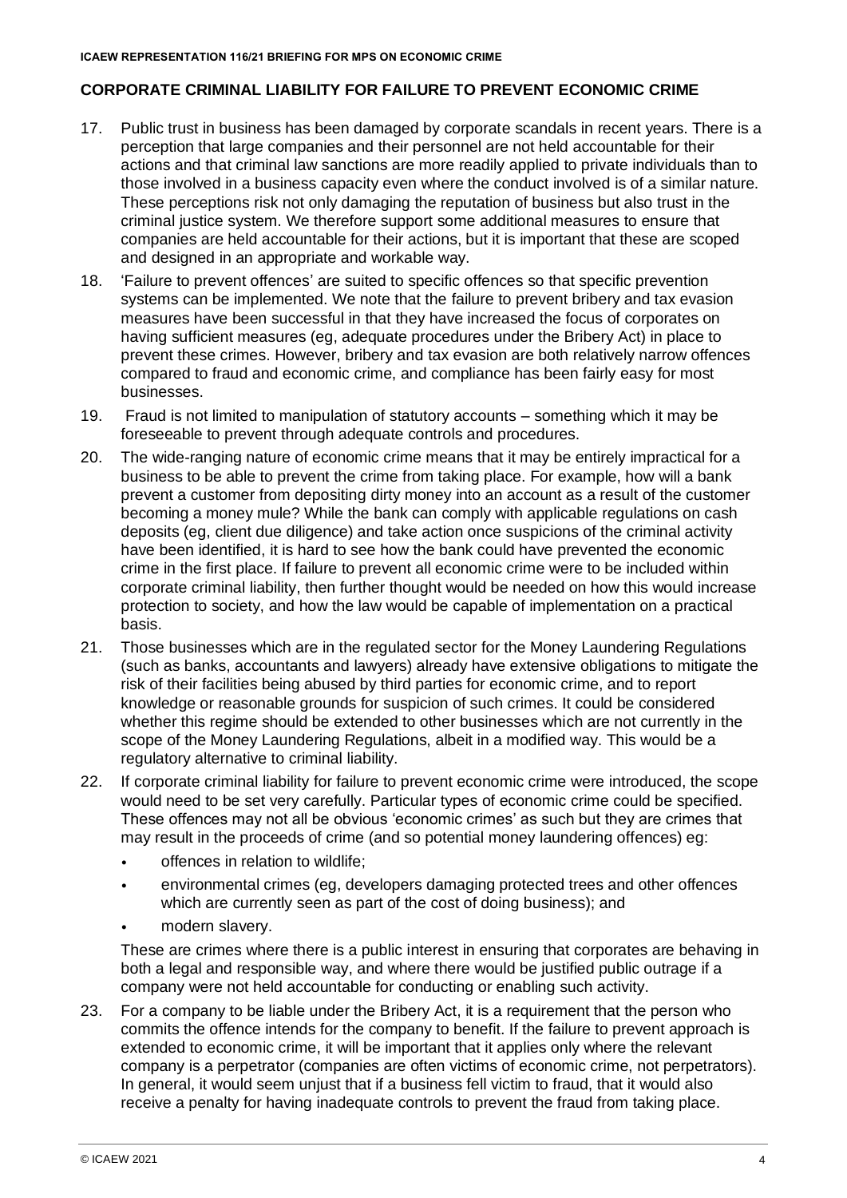## CORPORATE CRIMINAL LIABILITY FOR FAILURE TO PREVENT ECONOMIC CRIME

17. Public trust in business has been damaged by corporate scandals in recent years. There is a perception that large companies and their personnel are not held accountable for their actions and that criminal law sanctions are more readily applied to private individuals than to those involved in a business capacity even where the conduct involved is of a similar nature. These perceptions risk not only damaging the reputation of business but also trust in the criminal justice system. We therefore support some additional measures to ensure that companies are held accountable for their actions, but it is important that these are scoped and designed in an appropriate and workable way.
18. 'Failure to prevent offences' are suited to specific offences so that specific prevention systems can be implemented. We note that the failure to prevent bribery and tax evasion measures have been successful in that they have increased the focus of corporates on having sufficient measures (eg, adequate procedures under the Bribery Act) in place to prevent these crimes. However, bribery and tax evasion are both relatively narrow offences compared to fraud and economic crime, and compliance has been fairly easy for most businesses.
19. Fraud is not limited to manipulation of statutory accounts – something which it may be foreseeable to prevent through adequate controls and procedures.
20. The wide-ranging nature of economic crime means that it may be entirely impractical for a business to be able to prevent the crime from taking place. For example, how will a bank prevent a customer from depositing dirty money into an account as a result of the customer becoming a money mule? While the bank can comply with applicable regulations on cash deposits (eg, client due diligence) and take action once suspicions of the criminal activity have been identified, it is hard to see how the bank could have prevented the economic crime in the first place. If failure to prevent all economic crime were to be included within corporate criminal liability, then further thought would be needed on how this would increase protection to society, and how the law would be capable of implementation on a practical basis.
21. Those businesses which are in the regulated sector for the Money Laundering Regulations (such as banks, accountants and lawyers) already have extensive obligations to mitigate the risk of their facilities being abused by third parties for economic crime, and to report knowledge or reasonable grounds for suspicion of such crimes. It could be considered whether this regime should be extended to other businesses which are not currently in the scope of the Money Laundering Regulations, albeit in a modified way. This would be a regulatory alternative to criminal liability.
22. If corporate criminal liability for failure to prevent economic crime were introduced, the scope would need to be set very carefully. Particular types of economic crime could be specified. These offences may not all be obvious 'economic crimes' as such but they are crimes that may result in the proceeds of crime (and so potential money laundering offences) eg:
    - offences in relation to wildlife;
    - environmental crimes (eg, developers damaging protected trees and other offences which are currently seen as part of the cost of doing business); and
    - modern slavery.

    These are crimes where there is a public interest in ensuring that corporates are behaving in both a legal and responsible way, and where there would be justified public outrage if a company were not held accountable for conducting or enabling such activity.
23. For a company to be liable under the Bribery Act, it is a requirement that the person who commits the offence intends for the company to benefit. If the failure to prevent approach is extended to economic crime, it will be important that it applies only where the relevant company is a perpetrator (companies are often victims of economic crime, not perpetrators). In general, it would seem unjust that if a business fell victim to fraud, that it would also receive a penalty for having inadequate controls to prevent the fraud from taking place.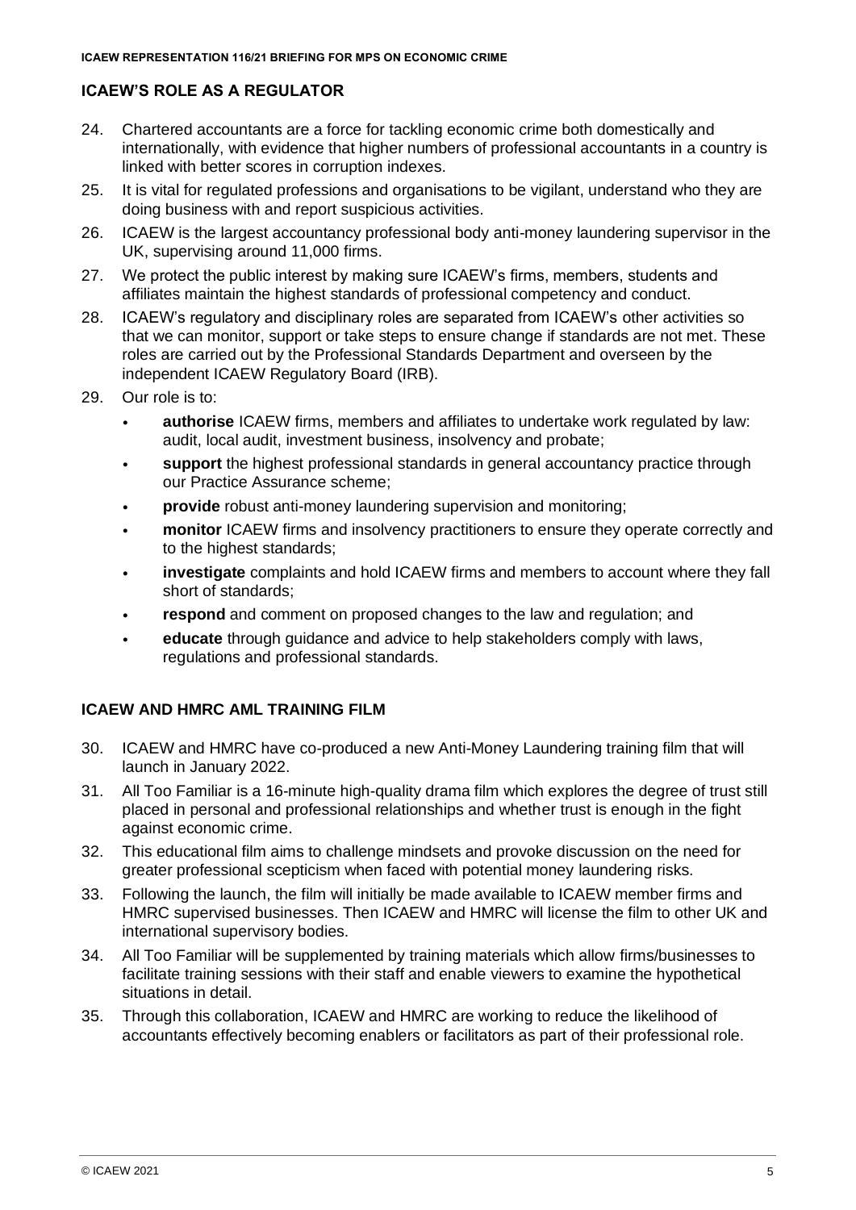## ICAEW'S ROLE AS A REGULATOR

24. Chartered accountants are a force for tackling economic crime both domestically and internationally, with evidence that higher numbers of professional accountants in a country is linked with better scores in corruption indexes.
25. It is vital for regulated professions and organisations to be vigilant, understand who they are doing business with and report suspicious activities.
26. ICAEW is the largest accountancy professional body anti-money laundering supervisor in the UK, supervising around 11,000 firms.
27. We protect the public interest by making sure ICAEW's firms, members, students and affiliates maintain the highest standards of professional competency and conduct.
28. ICAEW's regulatory and disciplinary roles are separated from ICAEW's other activities so that we can monitor, support or take steps to ensure change if standards are not met. These roles are carried out by the Professional Standards Department and overseen by the independent ICAEW Regulatory Board (IRB).
29. Our role is to:
    - **authorise** ICAEW firms, members and affiliates to undertake work regulated by law: audit, local audit, investment business, insolvency and probate;
    - **support** the highest professional standards in general accountancy practice through our Practice Assurance scheme;
    - **provide** robust anti-money laundering supervision and monitoring;
    - **monitor** ICAEW firms and insolvency practitioners to ensure they operate correctly and to the highest standards;
    - **investigate** complaints and hold ICAEW firms and members to account where they fall short of standards;
    - **respond** and comment on proposed changes to the law and regulation; and
    - **educate** through guidance and advice to help stakeholders comply with laws, regulations and professional standards.

## ICAEW AND HMRC AML TRAINING FILM

30. ICAEW and HMRC have co-produced a new Anti-Money Laundering training film that will launch in January 2022.
31. All Too Familiar is a 16-minute high-quality drama film which explores the degree of trust still placed in personal and professional relationships and whether trust is enough in the fight against economic crime.
32. This educational film aims to challenge mindsets and provoke discussion on the need for greater professional scepticism when faced with potential money laundering risks.
33. Following the launch, the film will initially be made available to ICAEW member firms and HMRC supervised businesses. Then ICAEW and HMRC will license the film to other UK and international supervisory bodies.
34. All Too Familiar will be supplemented by training materials which allow firms/businesses to facilitate training sessions with their staff and enable viewers to examine the hypothetical situations in detail.
35. Through this collaboration, ICAEW and HMRC are working to reduce the likelihood of accountants effectively becoming enablers or facilitators as part of their professional role.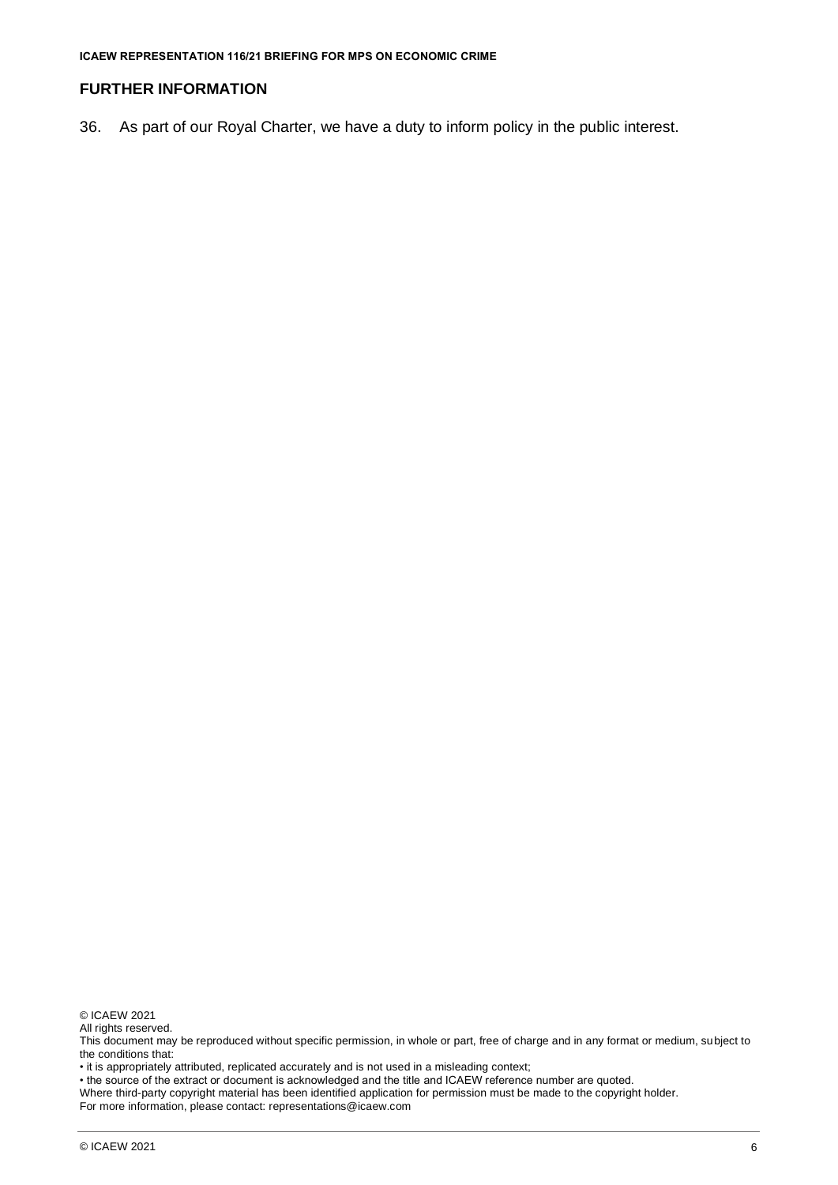## FURTHER INFORMATION

36. As part of our Royal Charter, we have a duty to inform policy in the public interest.

© ICAEW 2021
All rights reserved.
This document may be reproduced without specific permission, in whole or part, free of charge and in any format or medium, subject to the conditions that:

- it is appropriately attributed, replicated accurately and is not used in a misleading context;
- the source of the extract or document is acknowledged and the title and ICAEW reference number are quoted.

Where third-party copyright material has been identified application for permission must be made to the copyright holder.
For more information, please contact: representations@icaew.com